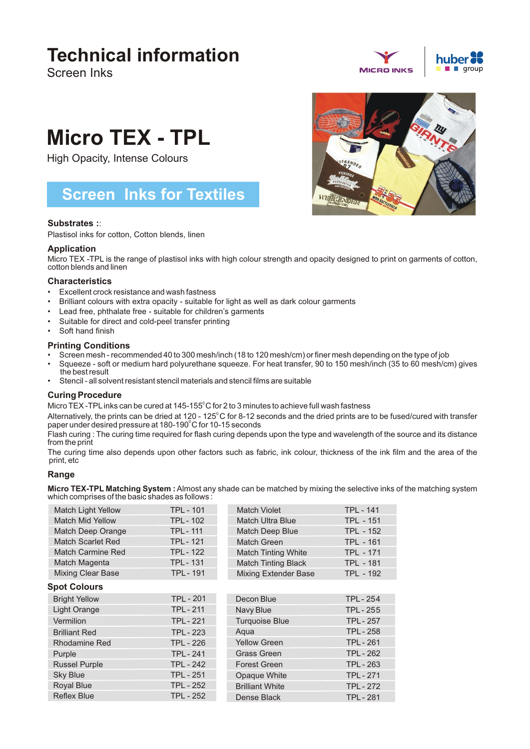# Technical information

Screen Inks

MICRO INKS | huber group

# Micro TEX - TPL

High Opacity, Intense Colours

## Screen Inks for Textiles

### Substrates ::

Plastisol inks for cotton, Cotton blends, linen

### Application

Micro TEX -TPL is the range of plastisol inks with high colour strength and opacity designed to print on garments of cotton, cotton blends and linen

### Characteristics

- Excellent crock resistance and wash fastness
- Brilliant colours with extra opacity - suitable for light as well as dark colour garments
- Lead free, phthalate free - suitable for children's garments
- Suitable for direct and cold-peel transfer printing
- Soft hand finish

### Printing Conditions

- Screen mesh - recommended 40 to 300 mesh/inch (18 to 120 mesh/cm) or finer mesh depending on the type of job
- Squeeze - soft or medium hard polyurethane squeeze. For heat transfer, 90 to 150 mesh/inch (35 to 60 mesh/cm) gives the best result
- Stencil - all solvent resistant stencil materials and stencil films are suitable

### Curing Procedure

Micro TEX -TPL inks can be cured at 145-155°C for 2 to 3 minutes to achieve full wash fastness

Alternatively, the prints can be dried at 120 - 125°C for 8-12 seconds and the dried prints are to be fused/cured with transfer paper under desired pressure at 180-190°C for 10-15 seconds

Flash curing : The curing time required for flash curing depends upon the type and wavelength of the source and its distance from the print

The curing time also depends upon other factors such as fabric, ink colour, thickness of the ink film and the area of the print, etc

### Range

**Micro TEX-TPL Matching System :** Almost any shade can be matched by mixing the selective inks of the matching system which comprises of the basic shades as follows :

| | | | |
|---|---|---|---|
| Match Light Yellow | TPL - 101 | Match Violet | TPL - 141 |
| Match Mid Yellow | TPL - 102 | Match Ultra Blue | TPL - 151 |
| Match Deep Orange | TPL - 111 | Match Deep Blue | TPL - 152 |
| Match Scarlet Red | TPL - 121 | Match Green | TPL - 161 |
| Match Carmine Red | TPL - 122 | Match Tinting White | TPL - 171 |
| Match Magenta | TPL - 131 | Match Tinting Black | TPL - 181 |
| Mixing Clear Base | TPL - 191 | Mixing Extender Base | TPL - 192 |

### Spot Colours

| | | | |
|---|---|---|---|
| Bright Yellow | TPL - 201 | Decon Blue | TPL - 254 |
| Light Orange | TPL - 211 | Navy Blue | TPL - 255 |
| Vermilion | TPL - 221 | Turquoise Blue | TPL - 257 |
| Brilliant Red | TPL - 223 | Aqua | TPL - 258 |
| Rhodamine Red | TPL - 226 | Yellow Green | TPL - 261 |
| Purple | TPL - 241 | Grass Green | TPL - 262 |
| Russel Purple | TPL - 242 | Forest Green | TPL - 263 |
| Sky Blue | TPL - 251 | Opaque White | TPL - 271 |
| Royal Blue | TPL - 252 | Brilliant White | TPL - 272 |
| Reflex Blue | TPL - 252 | Dense Black | TPL - 281 |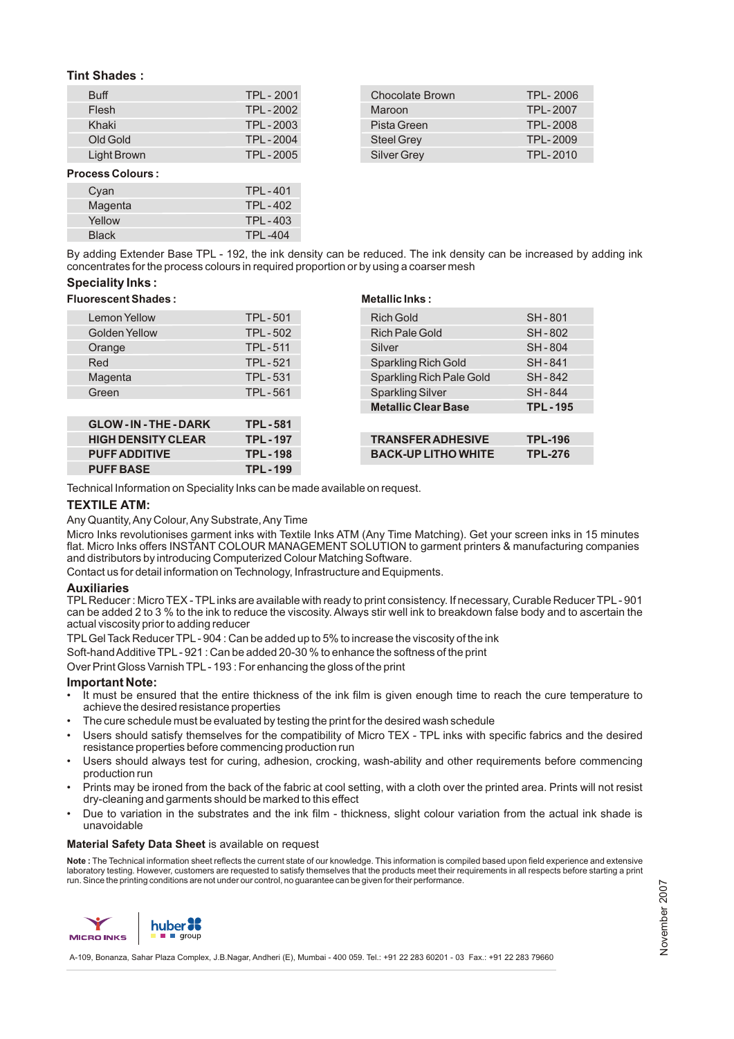**Tint Shades :**

| | |
|---|---|
| Buff | TPL - 2001 |
| Flesh | TPL - 2002 |
| Khaki | TPL - 2003 |
| Old Gold | TPL - 2004 |
| Light Brown | TPL - 2005 |

| | |
|---|---|
| Chocolate Brown | TPL- 2006 |
| Maroon | TPL- 2007 |
| Pista Green | TPL- 2008 |
| Steel Grey | TPL- 2009 |
| Silver Grey | TPL- 2010 |

**Process Colours :**

| | |
|---|---|
| Cyan | TPL - 401 |
| Magenta | TPL - 402 |
| Yellow | TPL - 403 |
| Black | TPL -404 |

By adding Extender Base TPL - 192, the ink density can be reduced. The ink density can be increased by adding ink concentrates for the process colours in required proportion or by using a coarser mesh

**Speciality Inks :**

**Fluorescent Shades :**

| | |
|---|---|
| Lemon Yellow | TPL - 501 |
| Golden Yellow | TPL - 502 |
| Orange | TPL - 511 |
| Red | TPL - 521 |
| Magenta | TPL - 531 |
| Green | TPL - 561 |

**Metallic Inks :**

| | |
|---|---|
| Rich Gold | SH - 801 |
| Rich Pale Gold | SH - 802 |
| Silver | SH - 804 |
| Sparkling Rich Gold | SH - 841 |
| Sparkling Rich Pale Gold | SH - 842 |
| Sparkling Silver | SH - 844 |
| **Metallic Clear Base** | **TPL - 195** |

| | |
|---|---|
| **GLOW - IN - THE - DARK** | **TPL - 581** |
| **HIGH DENSITY CLEAR** | **TPL - 197** |
| **PUFF ADDITIVE** | **TPL - 198** |
| **PUFF BASE** | **TPL - 199** |

| | |
|---|---|
| **TRANSFER ADHESIVE** | **TPL-196** |
| **BACK-UP LITHO WHITE** | **TPL-276** |

Technical Information on Speciality Inks can be made available on request.

## TEXTILE ATM:

Any Quantity, Any Colour, Any Substrate, Any Time

Micro Inks revolutionises garment inks with Textile Inks ATM (Any Time Matching). Get your screen inks in 15 minutes flat. Micro Inks offers INSTANT COLOUR MANAGEMENT SOLUTION to garment printers & manufacturing companies and distributors by introducing Computerized Colour Matching Software.

Contact us for detail information on Technology, Infrastructure and Equipments.

## Auxiliaries

TPL Reducer : Micro TEX - TPL inks are available with ready to print consistency. If necessary, Curable Reducer TPL - 901 can be added 2 to 3 % to the ink to reduce the viscosity. Always stir well ink to breakdown false body and to ascertain the actual viscosity prior to adding reducer

TPL Gel Tack Reducer TPL - 904 : Can be added up to 5% to increase the viscosity of the ink

Soft-hand Additive TPL - 921 : Can be added 20-30 % to enhance the softness of the print

Over Print Gloss Varnish TPL - 193 : For enhancing the gloss of the print

## Important Note:

- It must be ensured that the entire thickness of the ink film is given enough time to reach the cure temperature to achieve the desired resistance properties
- The cure schedule must be evaluated by testing the print for the desired wash schedule
- Users should satisfy themselves for the compatibility of Micro TEX - TPL inks with specific fabrics and the desired resistance properties before commencing production run
- Users should always test for curing, adhesion, crocking, wash-ability and other requirements before commencing production run
- Prints may be ironed from the back of the fabric at cool setting, with a cloth over the printed area. Prints will not resist dry-cleaning and garments should be marked to this effect
- Due to variation in the substrates and the ink film - thickness, slight colour variation from the actual ink shade is unavoidable

**Material Safety Data Sheet** is available on request

**Note :** The Technical information sheet reflects the current state of our knowledge. This information is compiled based upon field experience and extensive laboratory testing. However, customers are requested to satisfy themselves that the products meet their requirements in all respects before starting a print run. Since the printing conditions are not under our control, no guarantee can be given for their performance.

MICRO INKS | huber group

A-109, Bonanza, Sahar Plaza Complex, J.B.Nagar, Andheri (E), Mumbai - 400 059. Tel.: +91 22 283 60201 - 03 Fax.: +91 22 283 79660

November 2007